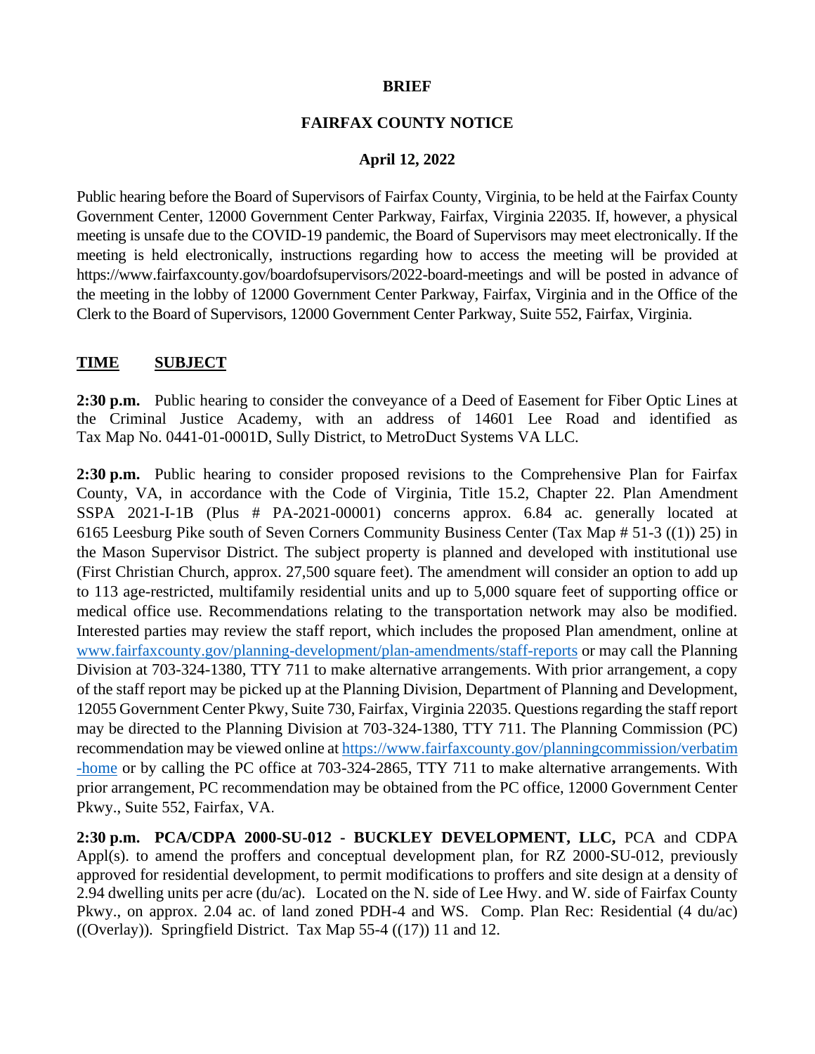**BRIEF**

**FAIRFAX COUNTY NOTICE**

**April 12, 2022**

Public hearing before the Board of Supervisors of Fairfax County, Virginia, to be held at the Fairfax County Government Center, 12000 Government Center Parkway, Fairfax, Virginia 22035. If, however, a physical meeting is unsafe due to the COVID-19 pandemic, the Board of Supervisors may meet electronically. If the meeting is held electronically, instructions regarding how to access the meeting will be provided at https://www.fairfaxcounty.gov/boardofsupervisors/2022-board-meetings and will be posted in advance of the meeting in the lobby of 12000 Government Center Parkway, Fairfax, Virginia and in the Office of the Clerk to the Board of Supervisors, 12000 Government Center Parkway, Suite 552, Fairfax, Virginia.

**TIME SUBJECT**

**2:30 p.m.** Public hearing to consider the conveyance of a Deed of Easement for Fiber Optic Lines at the Criminal Justice Academy, with an address of 14601 Lee Road and identified as Tax Map No. 0441-01-0001D, Sully District, to MetroDuct Systems VA LLC.

**2:30 p.m.** Public hearing to consider proposed revisions to the Comprehensive Plan for Fairfax County, VA, in accordance with the Code of Virginia, Title 15.2, Chapter 22. Plan Amendment SSPA 2021-I-1B (Plus # PA-2021-00001) concerns approx. 6.84 ac. generally located at 6165 Leesburg Pike south of Seven Corners Community Business Center (Tax Map # 51-3 ((1)) 25) in the Mason Supervisor District. The subject property is planned and developed with institutional use (First Christian Church, approx. 27,500 square feet). The amendment will consider an option to add up to 113 age-restricted, multifamily residential units and up to 5,000 square feet of supporting office or medical office use. Recommendations relating to the transportation network may also be modified. Interested parties may review the staff report, which includes the proposed Plan amendment, online at www.fairfaxcounty.gov/planning-development/plan-amendments/staff-reports or may call the Planning Division at 703-324-1380, TTY 711 to make alternative arrangements. With prior arrangement, a copy of the staff report may be picked up at the Planning Division, Department of Planning and Development, 12055 Government Center Pkwy, Suite 730, Fairfax, Virginia 22035. Questions regarding the staff report may be directed to the Planning Division at 703-324-1380, TTY 711. The Planning Commission (PC) recommendation may be viewed online at https://www.fairfaxcounty.gov/planningcommission/verbatim-home or by calling the PC office at 703-324-2865, TTY 711 to make alternative arrangements. With prior arrangement, PC recommendation may be obtained from the PC office, 12000 Government Center Pkwy., Suite 552, Fairfax, VA.

**2:30 p.m. PCA/CDPA 2000-SU-012 - BUCKLEY DEVELOPMENT, LLC,** PCA and CDPA Appl(s). to amend the proffers and conceptual development plan, for RZ 2000-SU-012, previously approved for residential development, to permit modifications to proffers and site design at a density of 2.94 dwelling units per acre (du/ac). Located on the N. side of Lee Hwy. and W. side of Fairfax County Pkwy., on approx. 2.04 ac. of land zoned PDH-4 and WS. Comp. Plan Rec: Residential (4 du/ac) ((Overlay)). Springfield District. Tax Map 55-4 ((17)) 11 and 12.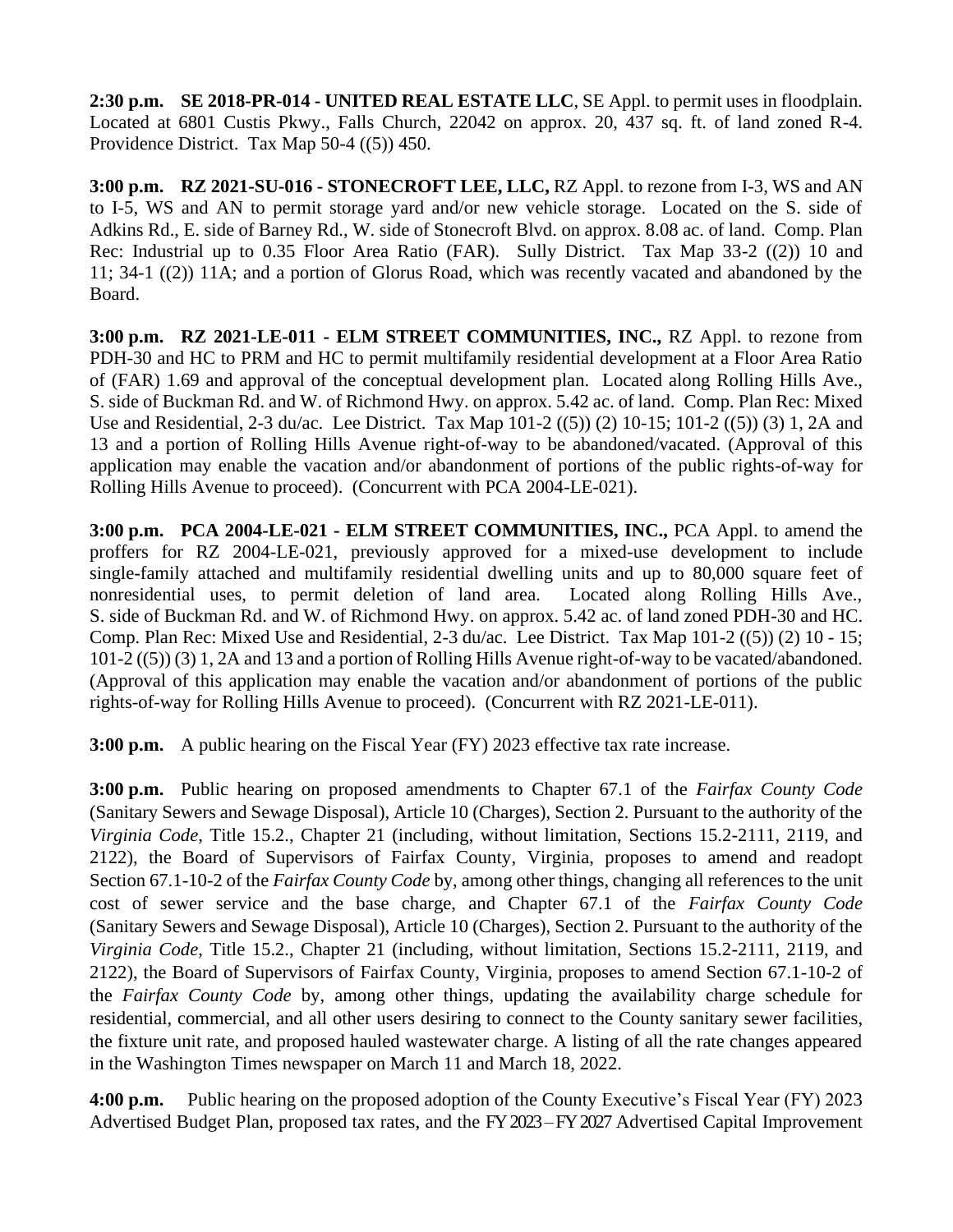**2:30 p.m.  SE 2018-PR-014 - UNITED REAL ESTATE LLC**, SE Appl. to permit uses in floodplain. Located at 6801 Custis Pkwy., Falls Church, 22042 on approx. 20, 437 sq. ft. of land zoned R-4. Providence District. Tax Map 50-4 ((5)) 450.

**3:00 p.m.  RZ 2021-SU-016 - STONECROFT LEE, LLC,** RZ Appl. to rezone from I-3, WS and AN to I-5, WS and AN to permit storage yard and/or new vehicle storage. Located on the S. side of Adkins Rd., E. side of Barney Rd., W. side of Stonecroft Blvd. on approx. 8.08 ac. of land. Comp. Plan Rec: Industrial up to 0.35 Floor Area Ratio (FAR). Sully District. Tax Map 33-2 ((2)) 10 and 11; 34-1 ((2)) 11A; and a portion of Glorus Road, which was recently vacated and abandoned by the Board.

**3:00 p.m.  RZ 2021-LE-011 - ELM STREET COMMUNITIES, INC.,** RZ Appl. to rezone from PDH-30 and HC to PRM and HC to permit multifamily residential development at a Floor Area Ratio of (FAR) 1.69 and approval of the conceptual development plan. Located along Rolling Hills Ave., S. side of Buckman Rd. and W. of Richmond Hwy. on approx. 5.42 ac. of land. Comp. Plan Rec: Mixed Use and Residential, 2-3 du/ac. Lee District. Tax Map 101-2 ((5)) (2) 10-15; 101-2 ((5)) (3) 1, 2A and 13 and a portion of Rolling Hills Avenue right-of-way to be abandoned/vacated. (Approval of this application may enable the vacation and/or abandonment of portions of the public rights-of-way for Rolling Hills Avenue to proceed). (Concurrent with PCA 2004-LE-021).

**3:00 p.m.  PCA 2004-LE-021 - ELM STREET COMMUNITIES, INC.,** PCA Appl. to amend the proffers for RZ 2004-LE-021, previously approved for a mixed-use development to include single-family attached and multifamily residential dwelling units and up to 80,000 square feet of nonresidential uses, to permit deletion of land area. Located along Rolling Hills Ave., S. side of Buckman Rd. and W. of Richmond Hwy. on approx. 5.42 ac. of land zoned PDH-30 and HC. Comp. Plan Rec: Mixed Use and Residential, 2-3 du/ac. Lee District. Tax Map 101-2 ((5)) (2) 10 - 15; 101-2 ((5)) (3) 1, 2A and 13 and a portion of Rolling Hills Avenue right-of-way to be vacated/abandoned. (Approval of this application may enable the vacation and/or abandonment of portions of the public rights-of-way for Rolling Hills Avenue to proceed). (Concurrent with RZ 2021-LE-011).

**3:00 p.m.** A public hearing on the Fiscal Year (FY) 2023 effective tax rate increase.

**3:00 p.m.** Public hearing on proposed amendments to Chapter 67.1 of the *Fairfax County Code* (Sanitary Sewers and Sewage Disposal), Article 10 (Charges), Section 2. Pursuant to the authority of the *Virginia Code*, Title 15.2., Chapter 21 (including, without limitation, Sections 15.2-2111, 2119, and 2122), the Board of Supervisors of Fairfax County, Virginia, proposes to amend and readopt Section 67.1-10-2 of the *Fairfax County Code* by, among other things, changing all references to the unit cost of sewer service and the base charge, and Chapter 67.1 of the *Fairfax County Code* (Sanitary Sewers and Sewage Disposal), Article 10 (Charges), Section 2. Pursuant to the authority of the *Virginia Code*, Title 15.2., Chapter 21 (including, without limitation, Sections 15.2-2111, 2119, and 2122), the Board of Supervisors of Fairfax County, Virginia, proposes to amend Section 67.1-10-2 of the *Fairfax County Code* by, among other things, updating the availability charge schedule for residential, commercial, and all other users desiring to connect to the County sanitary sewer facilities, the fixture unit rate, and proposed hauled wastewater charge. A listing of all the rate changes appeared in the Washington Times newspaper on March 11 and March 18, 2022.

**4:00 p.m.** Public hearing on the proposed adoption of the County Executive's Fiscal Year (FY) 2023 Advertised Budget Plan, proposed tax rates, and the FY 2023 – FY 2027 Advertised Capital Improvement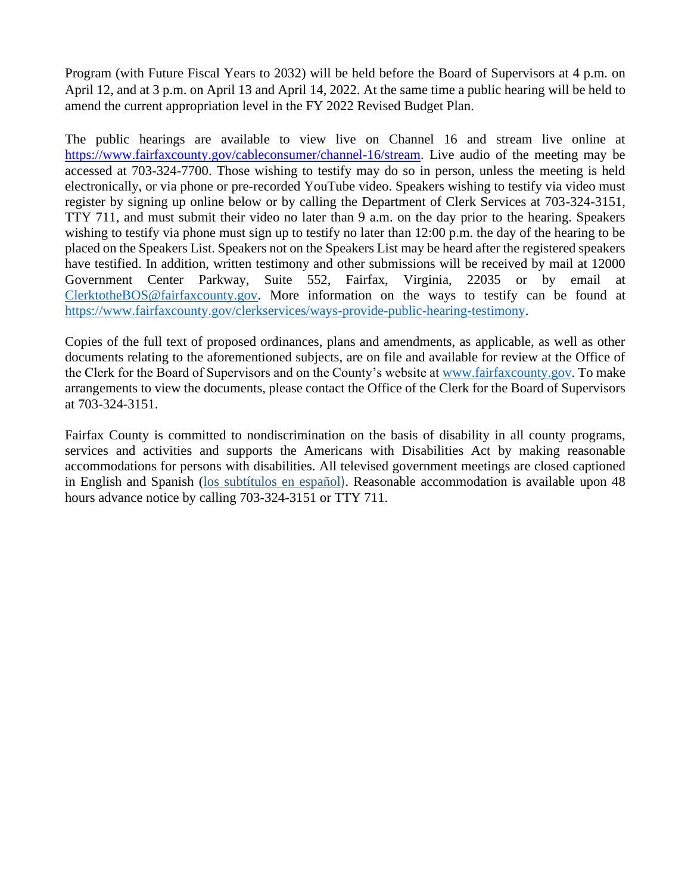Program (with Future Fiscal Years to 2032) will be held before the Board of Supervisors at 4 p.m. on April 12, and at 3 p.m. on April 13 and April 14, 2022. At the same time a public hearing will be held to amend the current appropriation level in the FY 2022 Revised Budget Plan.

The public hearings are available to view live on Channel 16 and stream live online at https://www.fairfaxcounty.gov/cableconsumer/channel-16/stream. Live audio of the meeting may be accessed at 703-324-7700. Those wishing to testify may do so in person, unless the meeting is held electronically, or via phone or pre-recorded YouTube video. Speakers wishing to testify via video must register by signing up online below or by calling the Department of Clerk Services at 703-324-3151, TTY 711, and must submit their video no later than 9 a.m. on the day prior to the hearing. Speakers wishing to testify via phone must sign up to testify no later than 12:00 p.m. the day of the hearing to be placed on the Speakers List. Speakers not on the Speakers List may be heard after the registered speakers have testified. In addition, written testimony and other submissions will be received by mail at 12000 Government Center Parkway, Suite 552, Fairfax, Virginia, 22035 or by email at ClerktotheBOS@fairfaxcounty.gov. More information on the ways to testify can be found at https://www.fairfaxcounty.gov/clerkservices/ways-provide-public-hearing-testimony.

Copies of the full text of proposed ordinances, plans and amendments, as applicable, as well as other documents relating to the aforementioned subjects, are on file and available for review at the Office of the Clerk for the Board of Supervisors and on the County's website at www.fairfaxcounty.gov. To make arrangements to view the documents, please contact the Office of the Clerk for the Board of Supervisors at 703-324-3151.

Fairfax County is committed to nondiscrimination on the basis of disability in all county programs, services and activities and supports the Americans with Disabilities Act by making reasonable accommodations for persons with disabilities. All televised government meetings are closed captioned in English and Spanish (los subtítulos en español). Reasonable accommodation is available upon 48 hours advance notice by calling 703-324-3151 or TTY 711.